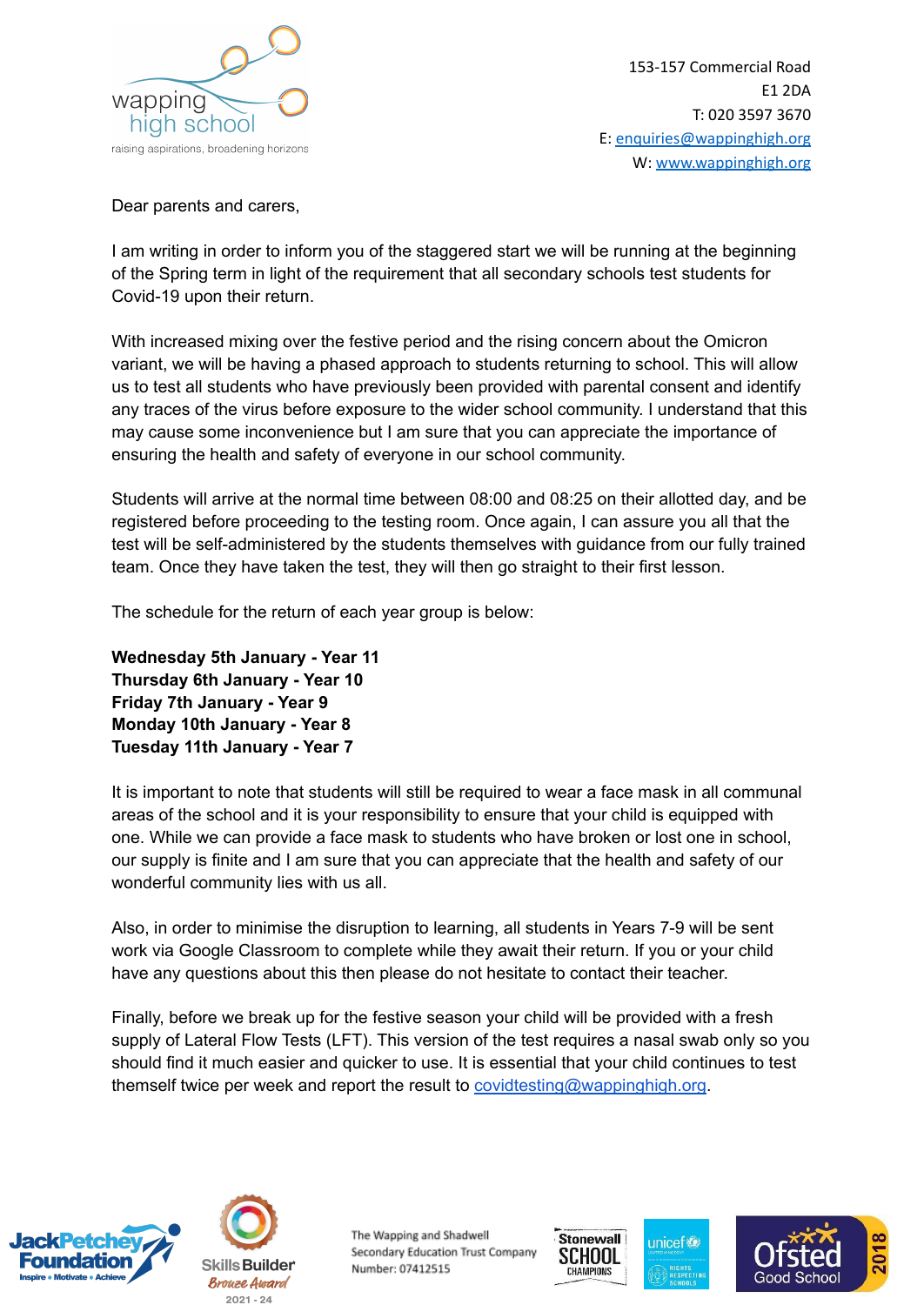wapping high school

raising aspirations, broadening horizons

153-157 Commercial Road
E1 2DA
T: 020 3597 3670
E: enquiries@wappinghigh.org
W: www.wappinghigh.org

Dear parents and carers,

I am writing in order to inform you of the staggered start we will be running at the beginning of the Spring term in light of the requirement that all secondary schools test students for Covid-19 upon their return.

With increased mixing over the festive period and the rising concern about the Omicron variant, we will be having a phased approach to students returning to school. This will allow us to test all students who have previously been provided with parental consent and identify any traces of the virus before exposure to the wider school community. I understand that this may cause some inconvenience but I am sure that you can appreciate the importance of ensuring the health and safety of everyone in our school community.

Students will arrive at the normal time between 08:00 and 08:25 on their allotted day, and be registered before proceeding to the testing room. Once again, I can assure you all that the test will be self-administered by the students themselves with guidance from our fully trained team. Once they have taken the test, they will then go straight to their first lesson.

The schedule for the return of each year group is below:

**Wednesday 5th January - Year 11**
**Thursday 6th January - Year 10**
**Friday 7th January - Year 9**
**Monday 10th January - Year 8**
**Tuesday 11th January - Year 7**

It is important to note that students will still be required to wear a face mask in all communal areas of the school and it is your responsibility to ensure that your child is equipped with one. While we can provide a face mask to students who have broken or lost one in school, our supply is finite and I am sure that you can appreciate that the health and safety of our wonderful community lies with us all.

Also, in order to minimise the disruption to learning, all students in Years 7-9 will be sent work via Google Classroom to complete while they await their return. If you or your child have any questions about this then please do not hesitate to contact their teacher.

Finally, before we break up for the festive season your child will be provided with a fresh supply of Lateral Flow Tests (LFT). This version of the test requires a nasal swab only so you should find it much easier and quicker to use. It is essential that your child continues to test themself twice per week and report the result to covidtesting@wappinghigh.org.

The Wapping and Shadwell Secondary Education Trust Company Number: 07412515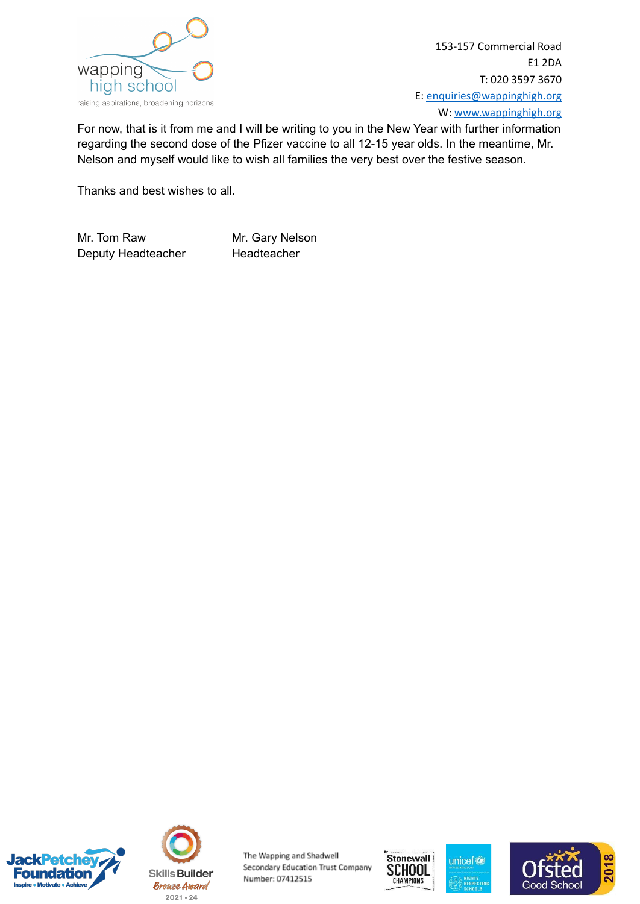For now, that is it from me and I will be writing to you in the New Year with further information regarding the second dose of the Pfizer vaccine to all 12-15 year olds. In the meantime, Mr. Nelson and myself would like to wish all families the very best over the festive season.

Thanks and best wishes to all.

| | |
|---|---|
| Mr. Tom Raw | Mr. Gary Nelson |
| Deputy Headteacher | Headteacher |